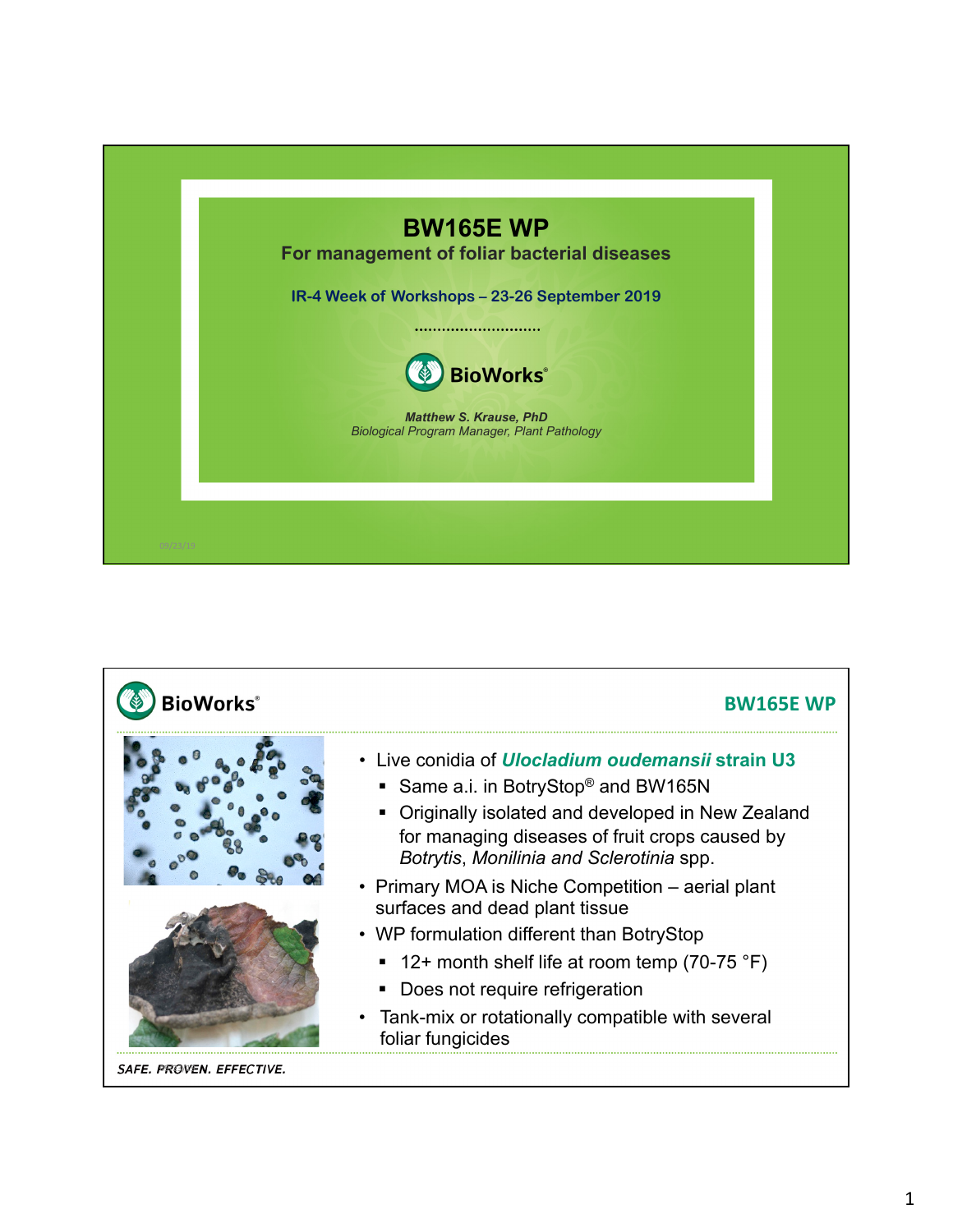# BW165E WP

## For management of foliar bacterial diseases

IR-4 Week of Workshops – 23-26 September 2019

BioWorks®

*Matthew S. Krause, PhD*
*Biological Program Manager, Plant Pathology*

---

BioWorks®

## BW165E WP

- Live conidia of ***Ulocladium oudemansii* strain U3**
  - Same a.i. in BotryStop® and BW165N
  - Originally isolated and developed in New Zealand for managing diseases of fruit crops caused by *Botrytis*, *Monilinia and Sclerotinia* spp.
- Primary MOA is Niche Competition – aerial plant surfaces and dead plant tissue
- WP formulation different than BotryStop
  - 12+ month shelf life at room temp (70-75 °F)
  - Does not require refrigeration
- Tank-mix or rotationally compatible with several foliar fungicides

*SAFE. PROVEN. EFFECTIVE.*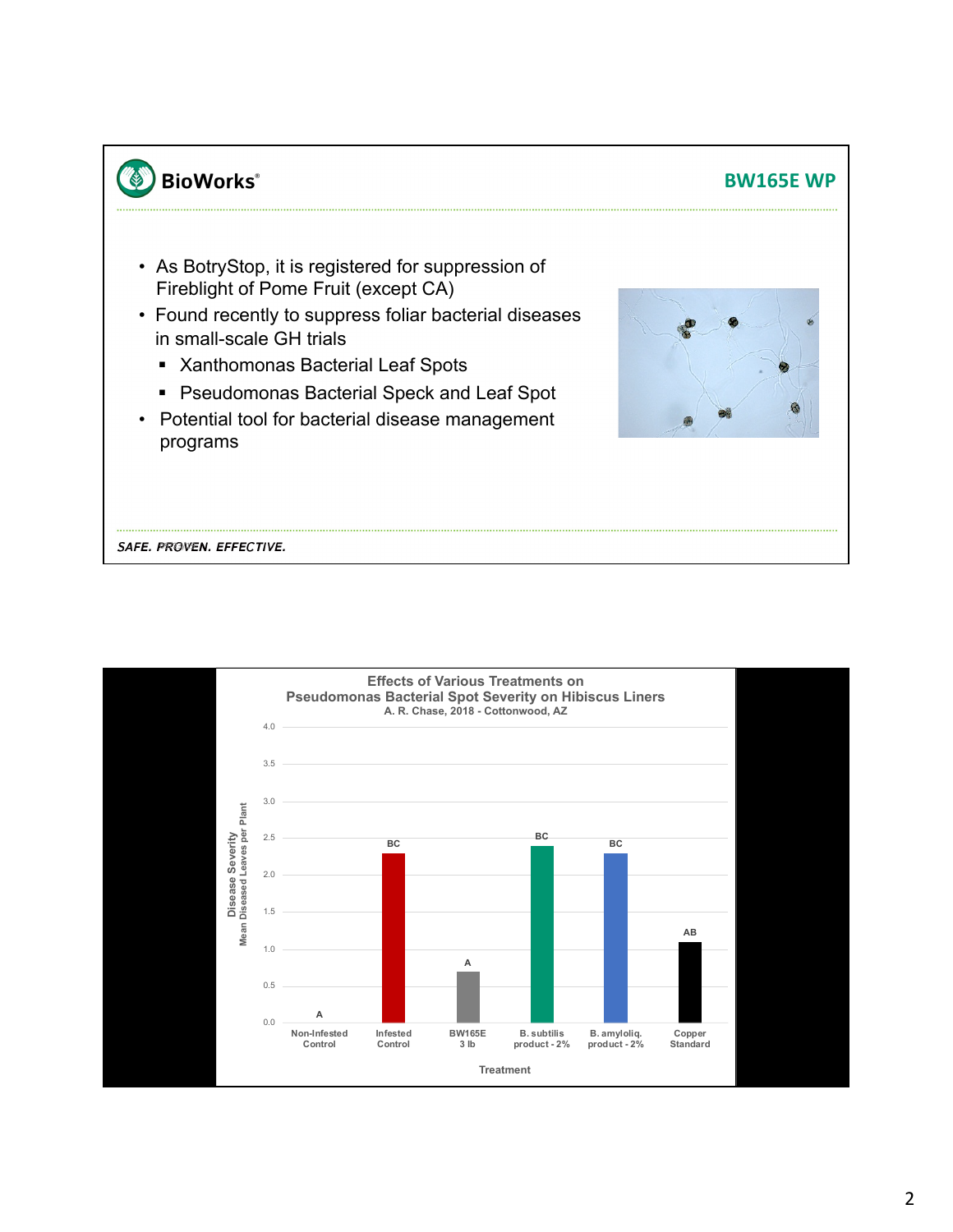BioWorks®

## BW165E WP

- As BotryStop, it is registered for suppression of Fireblight of Pome Fruit (except CA)
- Found recently to suppress foliar bacterial diseases in small-scale GH trials
  - Xanthomonas Bacterial Leaf Spots
  - Pseudomonas Bacterial Speck and Leaf Spot
- Potential tool for bacterial disease management programs

*SAFE. PROVEN. EFFECTIVE.*

### Effects of Various Treatments on Pseudomonas Bacterial Spot Severity on Hibiscus Liners

A. R. Chase, 2018 - Cottonwood, AZ

| Treatment | Disease Severity (Mean Diseased Leaves per Plant) | Letter group |
|---|---|---|
| Non-Infested Control | 0.0 | A |
| Infested Control | 2.3 | BC |
| BW165E 3 lb | 0.7 | A |
| B. subtilis product - 2% | 2.4 | BC |
| B. amyloliq. product - 2% | 2.3 | BC |
| Copper Standard | 1.1 | AB |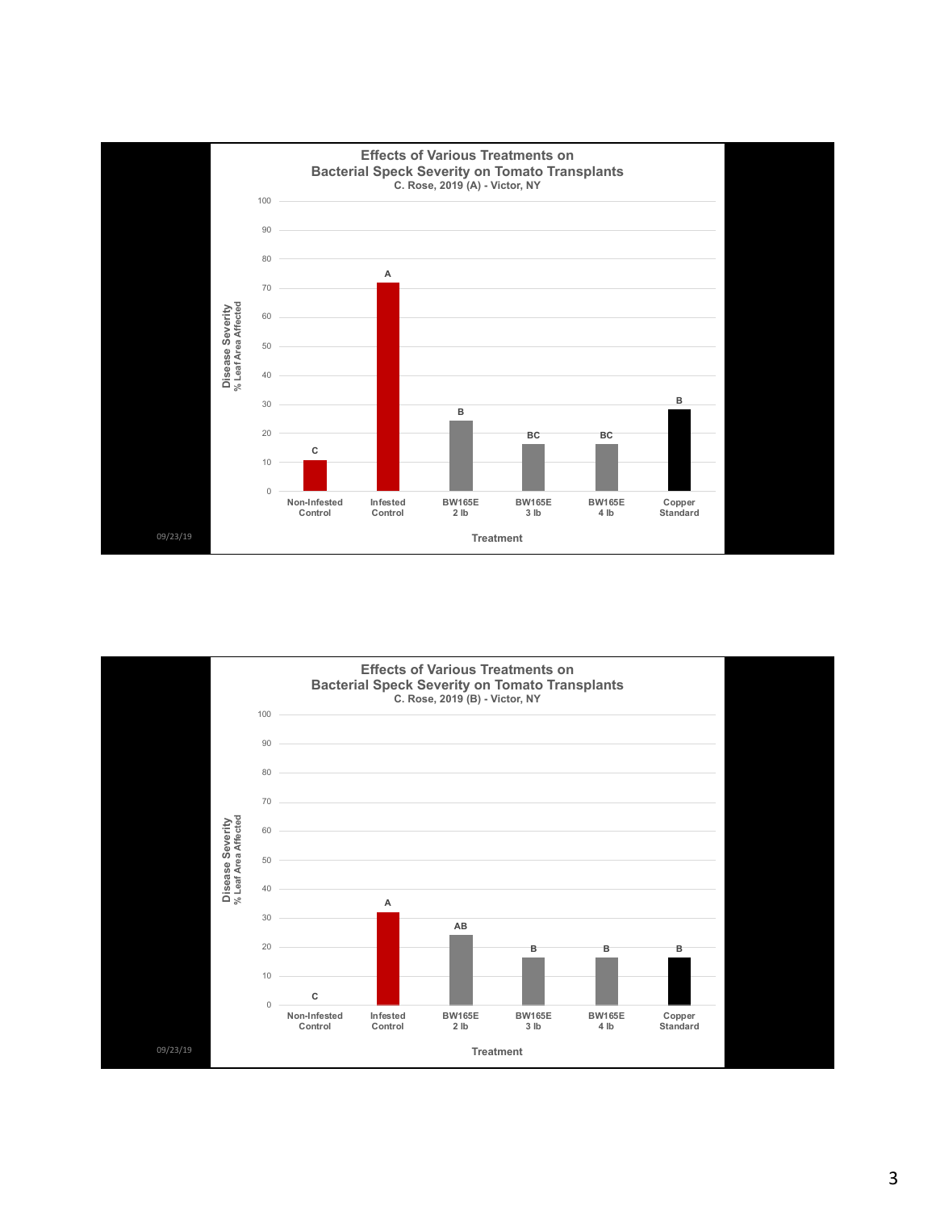## Effects of Various Treatments on Bacterial Speck Severity on Tomato Transplants

C. Rose, 2019 (A) - Victor, NY

Disease Severity (% Leaf Area Affected)

| Treatment | Disease Severity (% Leaf Area Affected) | Letter |
|---|---|---|
| Non-Infested Control | ~11 | C |
| Infested Control | ~72 | A |
| BW165E 2 lb | ~24 | B |
| BW165E 3 lb | ~16 | BC |
| BW165E 4 lb | ~16 | BC |
| Copper Standard | ~28 | B |

09/23/19

## Effects of Various Treatments on Bacterial Speck Severity on Tomato Transplants

C. Rose, 2019 (B) - Victor, NY

Disease Severity (% Leaf Area Affected)

| Treatment | Disease Severity (% Leaf Area Affected) | Letter |
|---|---|---|
| Non-Infested Control | ~0 | C |
| Infested Control | ~32 | A |
| BW165E 2 lb | ~24 | AB |
| BW165E 3 lb | ~16 | B |
| BW165E 4 lb | ~16 | B |
| Copper Standard | ~16 | B |

09/23/19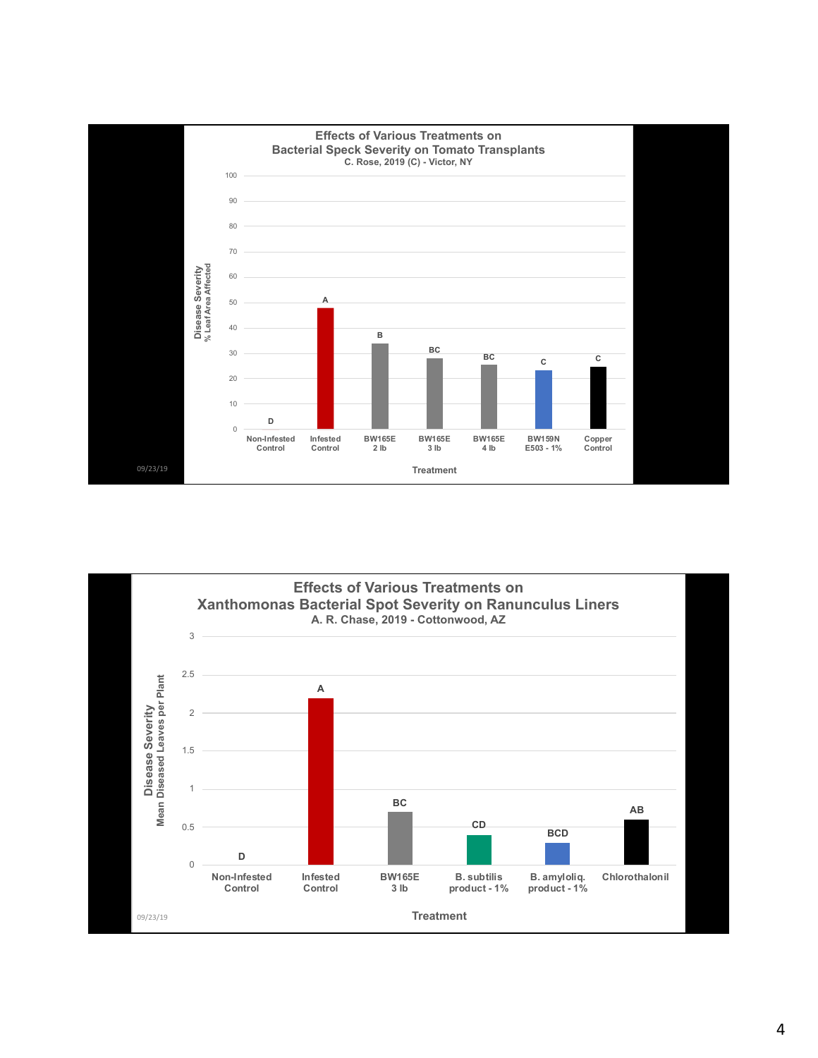## Effects of Various Treatments on Bacterial Speck Severity on Tomato Transplants

C. Rose, 2019 (C) - Victor, NY

Disease Severity (% Leaf Area Affected)

| Treatment | Letter |
| --- | --- |
| Non-Infested Control | D |
| Infested Control | A |
| BW165E 2 lb | B |
| BW165E 3 lb | BC |
| BW165E 4 lb | BC |
| BW159N E503 - 1% | C |
| Copper Control | C |

09/23/19

## Effects of Various Treatments on Xanthomonas Bacterial Spot Severity on Ranunculus Liners

A. R. Chase, 2019 - Cottonwood, AZ

Disease Severity (Mean Diseased Leaves per Plant)

| Treatment | Letter |
| --- | --- |
| Non-Infested Control | D |
| Infested Control | A |
| BW165E 3 lb | BC |
| B. subtilis product - 1% | CD |
| B. amyloliq. product - 1% | BCD |
| Chlorothalonil | AB |

09/23/19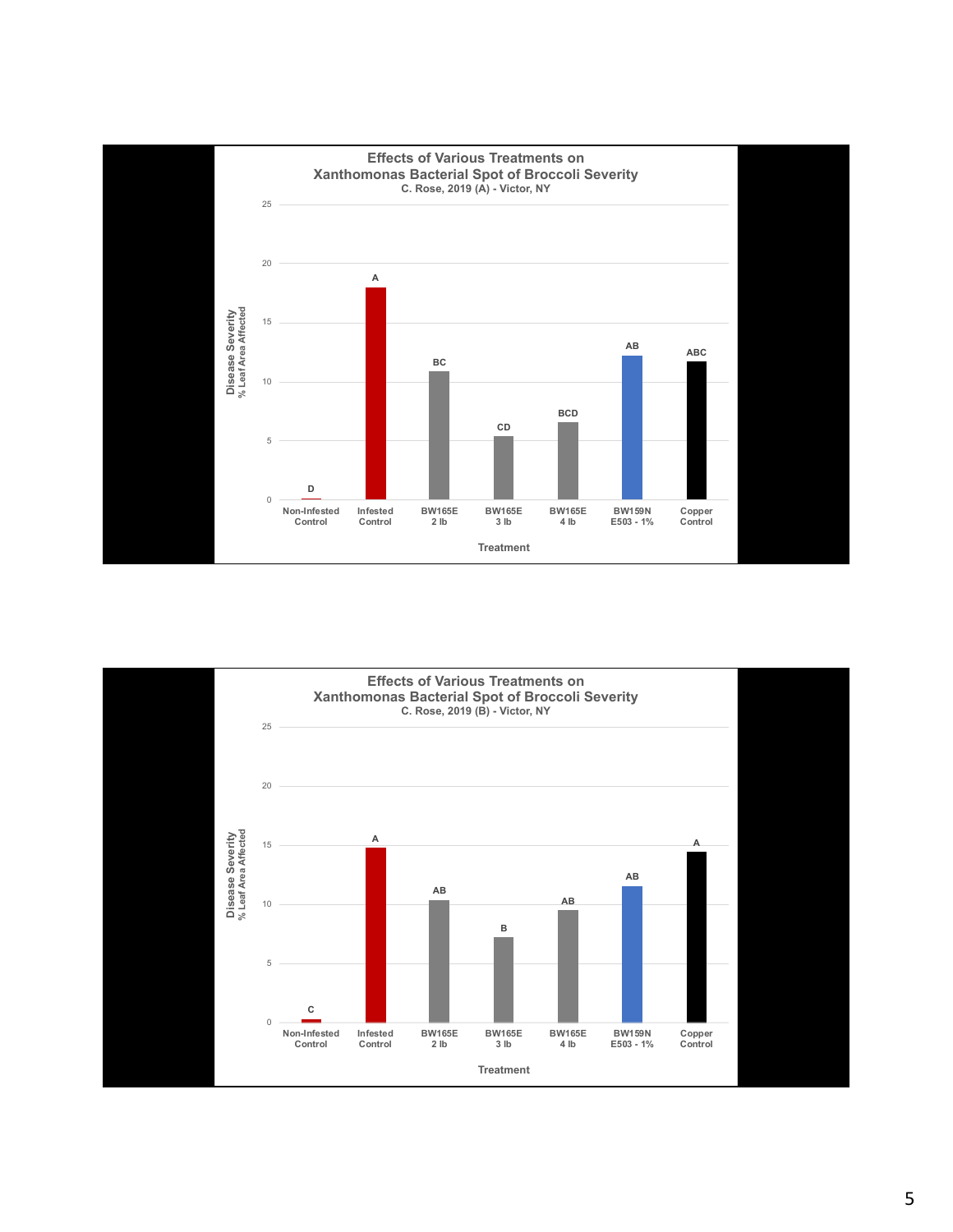## Effects of Various Treatments on Xanthomonas Bacterial Spot of Broccoli Severity

C. Rose, 2019 (A) - Victor, NY

Disease Severity
% Leaf Area Affected

| Treatment | Letter group |
|---|---|
| Non-Infested Control | D |
| Infested Control | A |
| BW165E 2 lb | BC |
| BW165E 3 lb | CD |
| BW165E 4 lb | BCD |
| BW159N E503 - 1% | AB |
| Copper Control | ABC |

Treatment

## Effects of Various Treatments on Xanthomonas Bacterial Spot of Broccoli Severity

C. Rose, 2019 (B) - Victor, NY

Disease Severity
% Leaf Area Affected

| Treatment | Letter group |
|---|---|
| Non-Infested Control | C |
| Infested Control | A |
| BW165E 2 lb | AB |
| BW165E 3 lb | B |
| BW165E 4 lb | AB |
| BW159N E503 - 1% | AB |
| Copper Control | A |

Treatment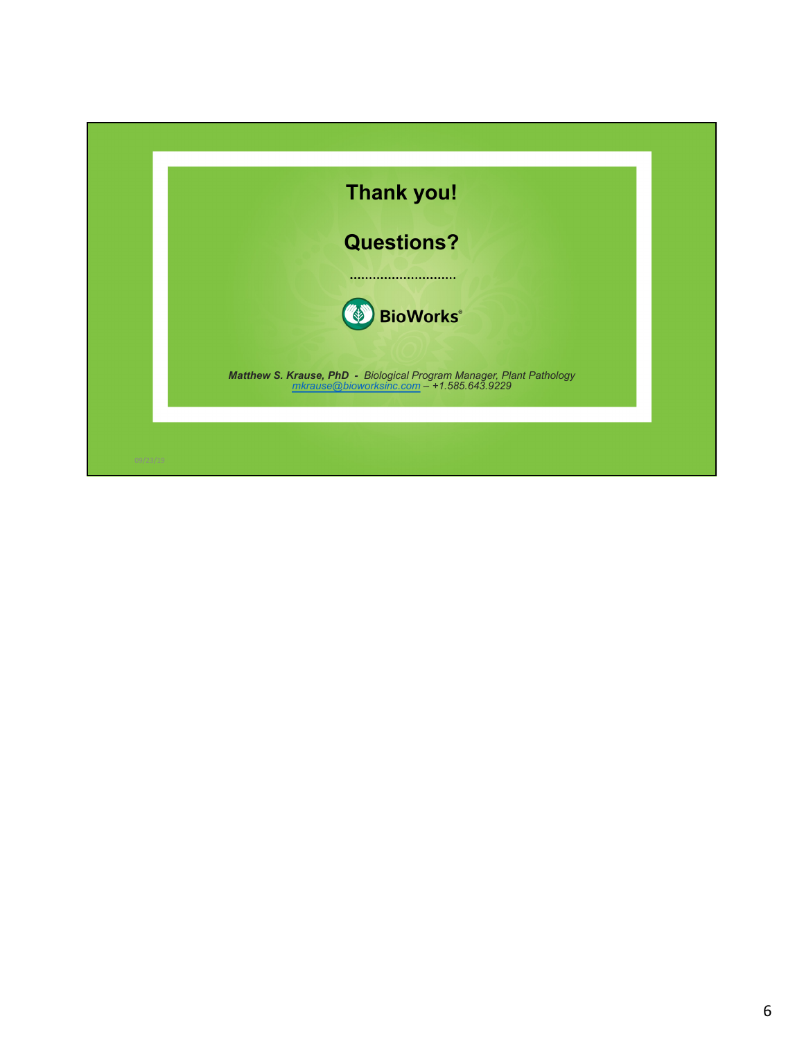# Thank you!

# Questions?

BioWorks®

***Matthew S. Krause, PhD** - Biological Program Manager, Plant Pathology*
*mkrause@bioworksinc.com – +1.585.643.9229*

09/23/19